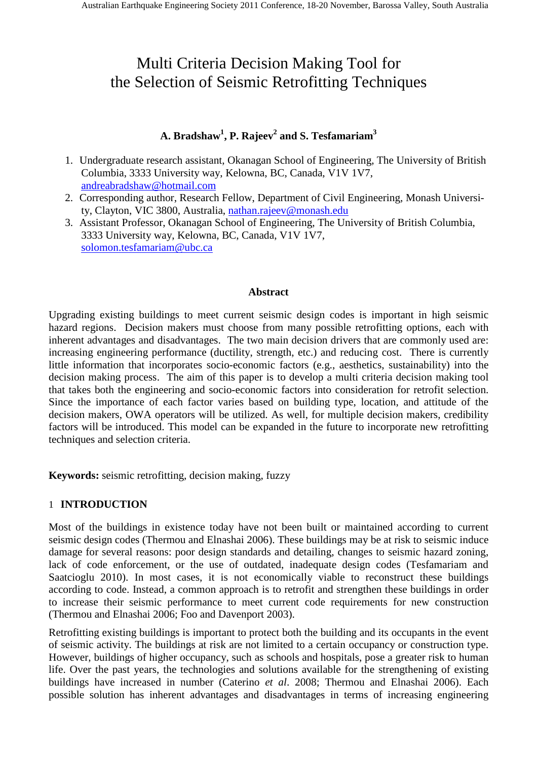# Multi Criteria Decision Making Tool for the Selection of Seismic Retrofitting Techniques

**A. Bradshaw[1], P. Rajeev[2] and S. Tesfamariam[3]**

1. Undergraduate research assistant, Okanagan School of Engineering, The University of British Columbia, 3333 University way, Kelowna, BC, Canada, V1V 1V7, andreabradshaw@hotmail.com
2. Corresponding author, Research Fellow, Department of Civil Engineering, Monash University, Clayton, VIC 3800, Australia, nathan.rajeev@monash.edu
3. Assistant Professor, Okanagan School of Engineering, The University of British Columbia, 3333 University way, Kelowna, BC, Canada, V1V 1V7, solomon.tesfamariam@ubc.ca

## Abstract

Upgrading existing buildings to meet current seismic design codes is important in high seismic hazard regions. Decision makers must choose from many possible retrofitting options, each with inherent advantages and disadvantages. The two main decision drivers that are commonly used are: increasing engineering performance (ductility, strength, etc.) and reducing cost. There is currently little information that incorporates socio-economic factors (e.g., aesthetics, sustainability) into the decision making process. The aim of this paper is to develop a multi criteria decision making tool that takes both the engineering and socio-economic factors into consideration for retrofit selection. Since the importance of each factor varies based on building type, location, and attitude of the decision makers, OWA operators will be utilized. As well, for multiple decision makers, credibility factors will be introduced. This model can be expanded in the future to incorporate new retrofitting techniques and selection criteria.

**Keywords:** seismic retrofitting, decision making, fuzzy

## 1 INTRODUCTION

Most of the buildings in existence today have not been built or maintained according to current seismic design codes (Thermou and Elnashai 2006). These buildings may be at risk to seismic induce damage for several reasons: poor design standards and detailing, changes to seismic hazard zoning, lack of code enforcement, or the use of outdated, inadequate design codes (Tesfamariam and Saatcioglu 2010). In most cases, it is not economically viable to reconstruct these buildings according to code. Instead, a common approach is to retrofit and strengthen these buildings in order to increase their seismic performance to meet current code requirements for new construction (Thermou and Elnashai 2006; Foo and Davenport 2003).

Retrofitting existing buildings is important to protect both the building and its occupants in the event of seismic activity. The buildings at risk are not limited to a certain occupancy or construction type. However, buildings of higher occupancy, such as schools and hospitals, pose a greater risk to human life. Over the past years, the technologies and solutions available for the strengthening of existing buildings have increased in number (Caterino *et al*. 2008; Thermou and Elnashai 2006). Each possible solution has inherent advantages and disadvantages in terms of increasing engineering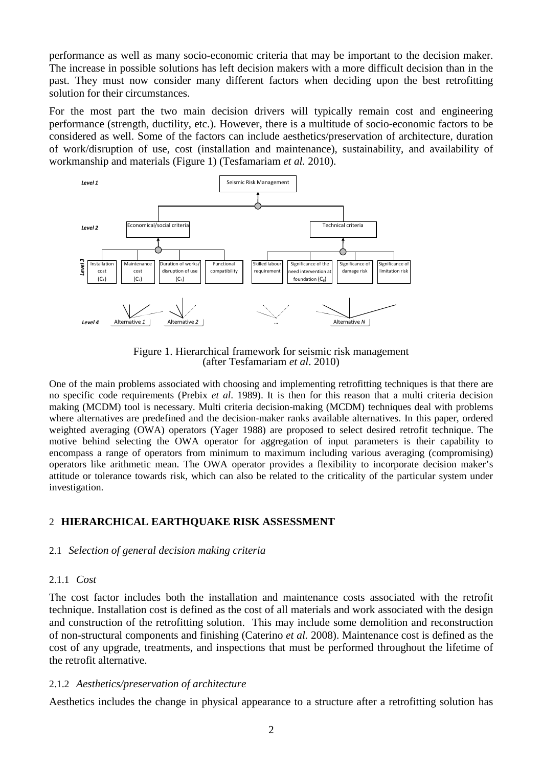performance as well as many socio-economic criteria that may be important to the decision maker. The increase in possible solutions has left decision makers with a more difficult decision than in the past. They must now consider many different factors when deciding upon the best retrofitting solution for their circumstances.

For the most part the two main decision drivers will typically remain cost and engineering performance (strength, ductility, etc.). However, there is a multitude of socio-economic factors to be considered as well. Some of the factors can include aesthetics/preservation of architecture, duration of work/disruption of use, cost (installation and maintenance), sustainability, and availability of workmanship and materials (Figure 1) (Tesfamariam *et al.* 2010).

Figure 1. Hierarchical framework for seismic risk management (after Tesfamariam *et al*. 2010)

One of the main problems associated with choosing and implementing retrofitting techniques is that there are no specific code requirements (Prebix *et al*. 1989). It is then for this reason that a multi criteria decision making (MCDM) tool is necessary. Multi criteria decision-making (MCDM) techniques deal with problems where alternatives are predefined and the decision-maker ranks available alternatives. In this paper, ordered weighted averaging (OWA) operators (Yager 1988) are proposed to select desired retrofit technique. The motive behind selecting the OWA operator for aggregation of input parameters is their capability to encompass a range of operators from minimum to maximum including various averaging (compromising) operators like arithmetic mean. The OWA operator provides a flexibility to incorporate decision maker's attitude or tolerance towards risk, which can also be related to the criticality of the particular system under investigation.

## 2 HIERARCHICAL EARTHQUAKE RISK ASSESSMENT

### 2.1 *Selection of general decision making criteria*

#### 2.1.1 *Cost*

The cost factor includes both the installation and maintenance costs associated with the retrofit technique. Installation cost is defined as the cost of all materials and work associated with the design and construction of the retrofitting solution. This may include some demolition and reconstruction of non-structural components and finishing (Caterino *et al.* 2008). Maintenance cost is defined as the cost of any upgrade, treatments, and inspections that must be performed throughout the lifetime of the retrofit alternative.

#### 2.1.2 *Aesthetics/preservation of architecture*

Aesthetics includes the change in physical appearance to a structure after a retrofitting solution has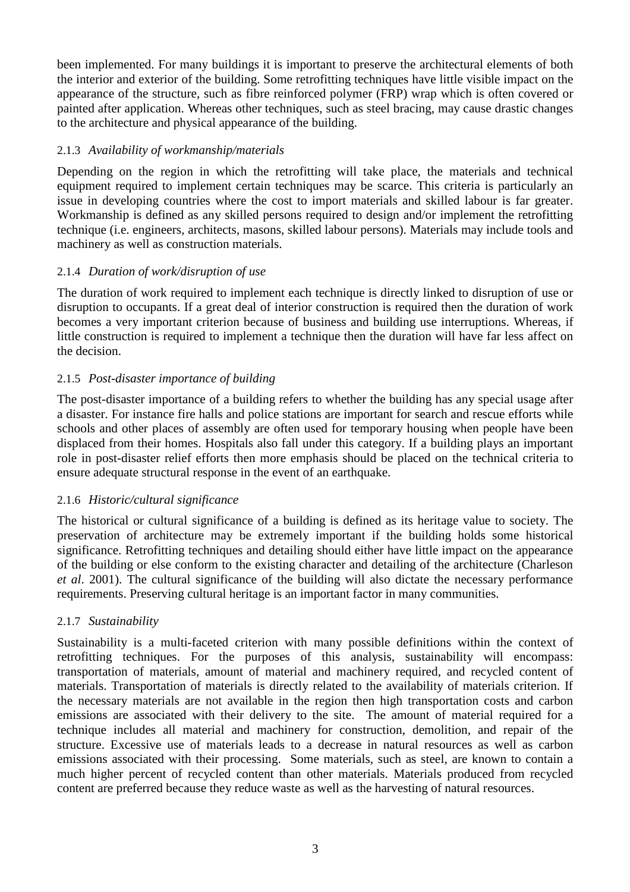been implemented. For many buildings it is important to preserve the architectural elements of both the interior and exterior of the building. Some retrofitting techniques have little visible impact on the appearance of the structure, such as fibre reinforced polymer (FRP) wrap which is often covered or painted after application. Whereas other techniques, such as steel bracing, may cause drastic changes to the architecture and physical appearance of the building.

### 2.1.3 *Availability of workmanship/materials*

Depending on the region in which the retrofitting will take place, the materials and technical equipment required to implement certain techniques may be scarce. This criteria is particularly an issue in developing countries where the cost to import materials and skilled labour is far greater. Workmanship is defined as any skilled persons required to design and/or implement the retrofitting technique (i.e. engineers, architects, masons, skilled labour persons). Materials may include tools and machinery as well as construction materials.

### 2.1.4 *Duration of work/disruption of use*

The duration of work required to implement each technique is directly linked to disruption of use or disruption to occupants. If a great deal of interior construction is required then the duration of work becomes a very important criterion because of business and building use interruptions. Whereas, if little construction is required to implement a technique then the duration will have far less affect on the decision.

### 2.1.5 *Post-disaster importance of building*

The post-disaster importance of a building refers to whether the building has any special usage after a disaster. For instance fire halls and police stations are important for search and rescue efforts while schools and other places of assembly are often used for temporary housing when people have been displaced from their homes. Hospitals also fall under this category. If a building plays an important role in post-disaster relief efforts then more emphasis should be placed on the technical criteria to ensure adequate structural response in the event of an earthquake.

### 2.1.6 *Historic/cultural significance*

The historical or cultural significance of a building is defined as its heritage value to society. The preservation of architecture may be extremely important if the building holds some historical significance. Retrofitting techniques and detailing should either have little impact on the appearance of the building or else conform to the existing character and detailing of the architecture (Charleson *et al*. 2001). The cultural significance of the building will also dictate the necessary performance requirements. Preserving cultural heritage is an important factor in many communities.

### 2.1.7 *Sustainability*

Sustainability is a multi-faceted criterion with many possible definitions within the context of retrofitting techniques. For the purposes of this analysis, sustainability will encompass: transportation of materials, amount of material and machinery required, and recycled content of materials. Transportation of materials is directly related to the availability of materials criterion. If the necessary materials are not available in the region then high transportation costs and carbon emissions are associated with their delivery to the site. The amount of material required for a technique includes all material and machinery for construction, demolition, and repair of the structure. Excessive use of materials leads to a decrease in natural resources as well as carbon emissions associated with their processing. Some materials, such as steel, are known to contain a much higher percent of recycled content than other materials. Materials produced from recycled content are preferred because they reduce waste as well as the harvesting of natural resources.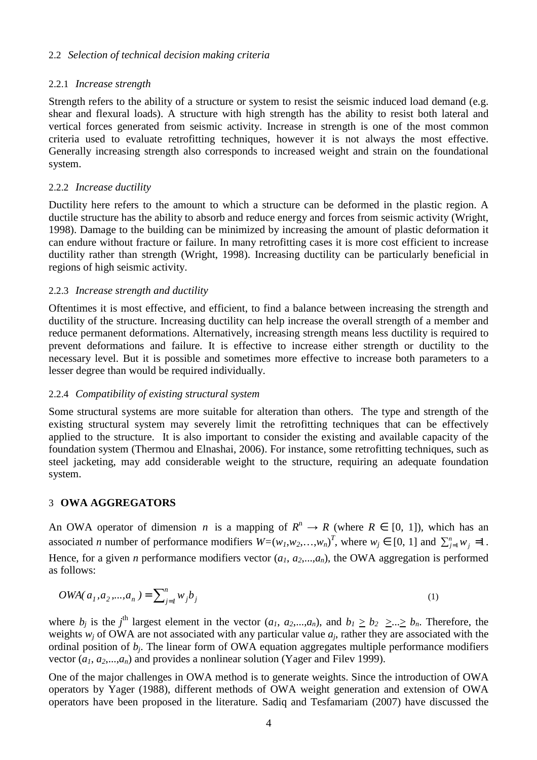## 2.2 *Selection of technical decision making criteria*

### 2.2.1 *Increase strength*

Strength refers to the ability of a structure or system to resist the seismic induced load demand (e.g. shear and flexural loads). A structure with high strength has the ability to resist both lateral and vertical forces generated from seismic activity. Increase in strength is one of the most common criteria used to evaluate retrofitting techniques, however it is not always the most effective. Generally increasing strength also corresponds to increased weight and strain on the foundational system.

### 2.2.2 *Increase ductility*

Ductility here refers to the amount to which a structure can be deformed in the plastic region. A ductile structure has the ability to absorb and reduce energy and forces from seismic activity (Wright, 1998). Damage to the building can be minimized by increasing the amount of plastic deformation it can endure without fracture or failure. In many retrofitting cases it is more cost efficient to increase ductility rather than strength (Wright, 1998). Increasing ductility can be particularly beneficial in regions of high seismic activity.

### 2.2.3 *Increase strength and ductility*

Oftentimes it is most effective, and efficient, to find a balance between increasing the strength and ductility of the structure. Increasing ductility can help increase the overall strength of a member and reduce permanent deformations. Alternatively, increasing strength means less ductility is required to prevent deformations and failure. It is effective to increase either strength or ductility to the necessary level. But it is possible and sometimes more effective to increase both parameters to a lesser degree than would be required individually.

### 2.2.4 *Compatibility of existing structural system*

Some structural systems are more suitable for alteration than others. The type and strength of the existing structural system may severely limit the retrofitting techniques that can be effectively applied to the structure. It is also important to consider the existing and available capacity of the foundation system (Thermou and Elnashai, 2006). For instance, some retrofitting techniques, such as steel jacketing, may add considerable weight to the structure, requiring an adequate foundation system.

# 3 **OWA AGGREGATORS**

An OWA operator of dimension $n$ is a mapping of $R^n \rightarrow R$ (where $R \in [0, 1]$), which has an associated $n$ number of performance modifiers $W=(w_1,w_2,\ldots,w_n)^T$, where $w_j \in [0, 1]$ and $\sum_{j=1}^{n} w_j = 1$. Hence, for a given $n$ performance modifiers vector $(a_1, a_2,...,a_n)$, the OWA aggregation is performed as follows:

$$OWA(a_1, a_2, ..., a_n) = \sum_{j=1}^{n} w_j b_j \tag{1}$$

where $b_j$ is the $j^{\text{th}}$ largest element in the vector $(a_1, a_2,...,a_n)$, and $b_1 \geq b_2 \geq ... \geq b_n$. Therefore, the weights $w_j$ of OWA are not associated with any particular value $a_j$, rather they are associated with the ordinal position of $b_j$. The linear form of OWA equation aggregates multiple performance modifiers vector $(a_1, a_2,...,a_n)$ and provides a nonlinear solution (Yager and Filev 1999).

One of the major challenges in OWA method is to generate weights. Since the introduction of OWA operators by Yager (1988), different methods of OWA weight generation and extension of OWA operators have been proposed in the literature. Sadiq and Tesfamariam (2007) have discussed the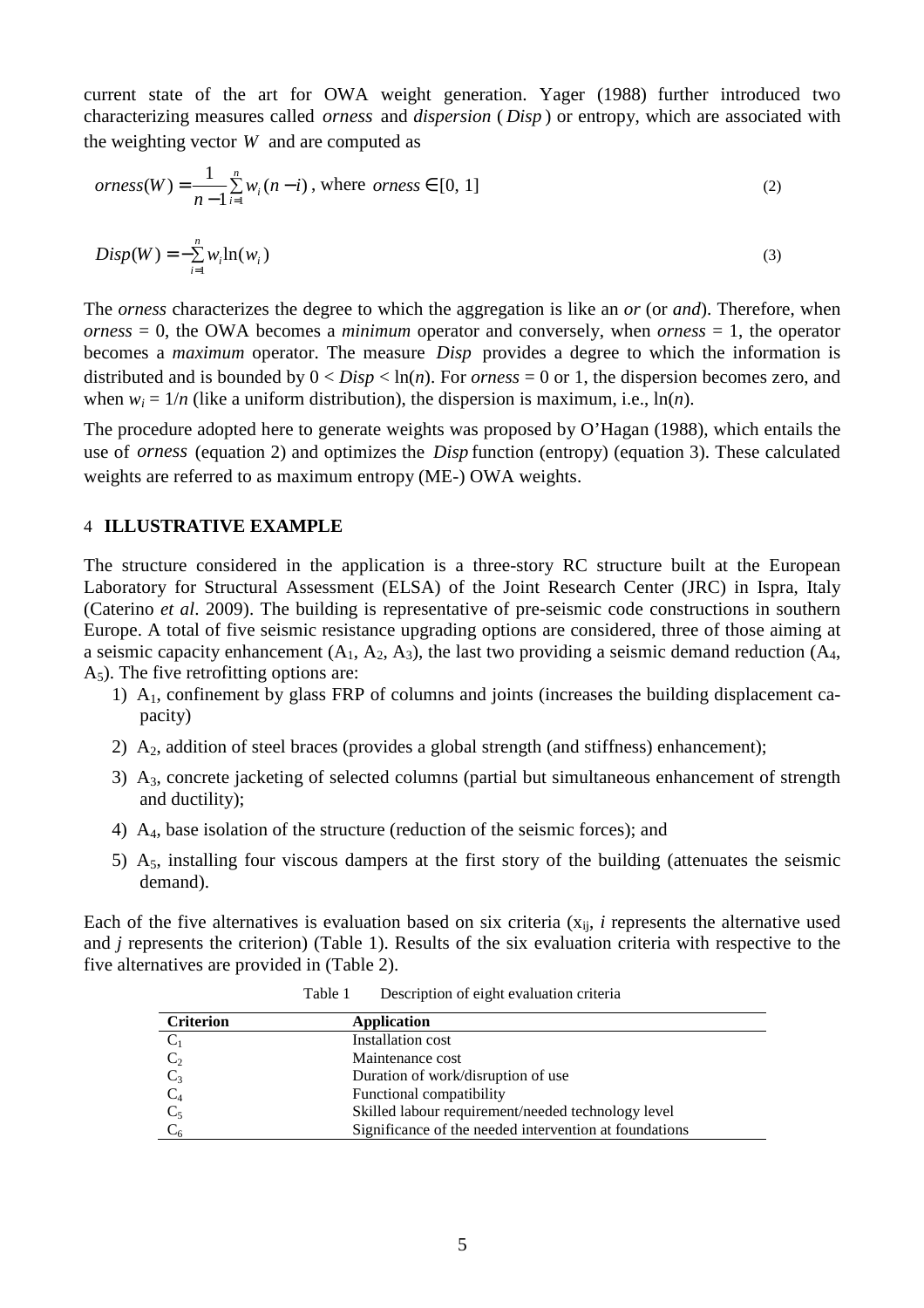current state of the art for OWA weight generation. Yager (1988) further introduced two characterizing measures called *orness* and *dispersion* ($Disp$) or entropy, which are associated with the weighting vector $W$ and are computed as

$$orness(W) = \frac{1}{n-1}\sum_{i=1}^{n} w_i (n-i) \text{, where } orness \in [0, 1] \tag{2}$$

$$Disp(W) = -\sum_{i=1}^{n} w_i \ln(w_i) \tag{3}$$

The *orness* characterizes the degree to which the aggregation is like an *or* (or *and*). Therefore, when *orness* = 0, the OWA becomes a *minimum* operator and conversely, when *orness* = 1, the operator becomes a *maximum* operator. The measure $Disp$ provides a degree to which the information is distributed and is bounded by $0 < Disp < \ln(n)$. For *orness* = 0 or 1, the dispersion becomes zero, and when $w_i = 1/n$ (like a uniform distribution), the dispersion is maximum, i.e., $\ln(n)$.

The procedure adopted here to generate weights was proposed by O'Hagan (1988), which entails the use of *orness* (equation 2) and optimizes the $Disp$ function (entropy) (equation 3). These calculated weights are referred to as maximum entropy (ME-) OWA weights.

## 4 ILLUSTRATIVE EXAMPLE

The structure considered in the application is a three-story RC structure built at the European Laboratory for Structural Assessment (ELSA) of the Joint Research Center (JRC) in Ispra, Italy (Caterino *et al*. 2009). The building is representative of pre-seismic code constructions in southern Europe. A total of five seismic resistance upgrading options are considered, three of those aiming at a seismic capacity enhancement ($A_1$, $A_2$, $A_3$), the last two providing a seismic demand reduction ($A_4$, $A_5$). The five retrofitting options are:

1) $A_1$, confinement by glass FRP of columns and joints (increases the building displacement capacity)
2) $A_2$, addition of steel braces (provides a global strength (and stiffness) enhancement);
3) $A_3$, concrete jacketing of selected columns (partial but simultaneous enhancement of strength and ductility);
4) $A_4$, base isolation of the structure (reduction of the seismic forces); and
5) $A_5$, installing four viscous dampers at the first story of the building (attenuates the seismic demand).

Each of the five alternatives is evaluation based on six criteria ($x_{ij}$, $i$ represents the alternative used and $j$ represents the criterion) (Table 1). Results of the six evaluation criteria with respective to the five alternatives are provided in (Table 2).

Table 1 Description of eight evaluation criteria

| Criterion | Application |
|---|---|
| $C_1$ | Installation cost |
| $C_2$ | Maintenance cost |
| $C_3$ | Duration of work/disruption of use |
| $C_4$ | Functional compatibility |
| $C_5$ | Skilled labour requirement/needed technology level |
| $C_6$ | Significance of the needed intervention at foundations |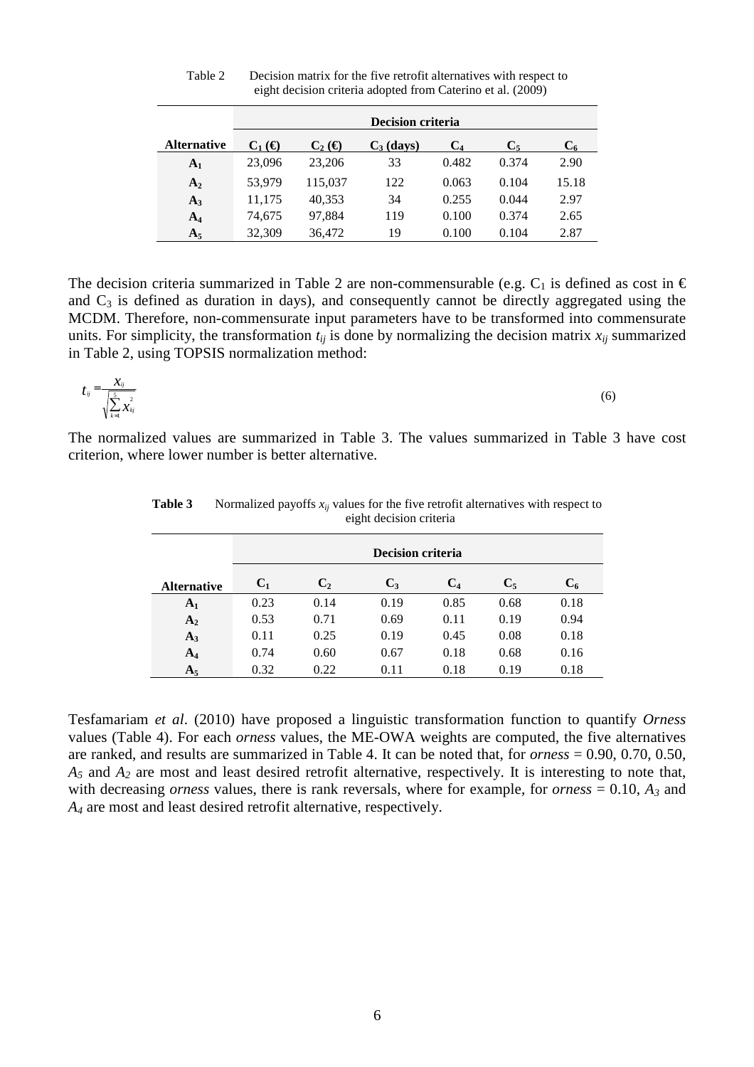Table 2 Decision matrix for the five retrofit alternatives with respect to eight decision criteria adopted from Caterino et al. (2009)

| | Decision criteria | | | | | |
|---|---|---|---|---|---|---|
| **Alternative** | $C_1$ (€) | $C_2$ (€) | $C_3$ (days) | $C_4$ | $C_5$ | $C_6$ |
| $A_1$ | 23,096 | 23,206 | 33 | 0.482 | 0.374 | 2.90 |
| $A_2$ | 53,979 | 115,037 | 122 | 0.063 | 0.104 | 15.18 |
| $A_3$ | 11,175 | 40,353 | 34 | 0.255 | 0.044 | 2.97 |
| $A_4$ | 74,675 | 97,884 | 119 | 0.100 | 0.374 | 2.65 |
| $A_5$ | 32,309 | 36,472 | 19 | 0.100 | 0.104 | 2.87 |

The decision criteria summarized in Table 2 are non-commensurable (e.g. $C_1$ is defined as cost in € and $C_3$ is defined as duration in days), and consequently cannot be directly aggregated using the MCDM. Therefore, non-commensurate input parameters have to be transformed into commensurate units. For simplicity, the transformation $t_{ij}$ is done by normalizing the decision matrix $x_{ij}$ summarized in Table 2, using TOPSIS normalization method:

$$t_{ij} = \frac{x_{ij}}{\sqrt{\sum_{k=1}^{5} x_{kj}^{2}}} \tag{6}$$

The normalized values are summarized in Table 3. The values summarized in Table 3 have cost criterion, where lower number is better alternative.

**Table 3** Normalized payoffs $x_{ij}$ values for the five retrofit alternatives with respect to eight decision criteria

| | Decision criteria | | | | | |
|---|---|---|---|---|---|---|
| **Alternative** | $C_1$ | $C_2$ | $C_3$ | $C_4$ | $C_5$ | $C_6$ |
| $A_1$ | 0.23 | 0.14 | 0.19 | 0.85 | 0.68 | 0.18 |
| $A_2$ | 0.53 | 0.71 | 0.69 | 0.11 | 0.19 | 0.94 |
| $A_3$ | 0.11 | 0.25 | 0.19 | 0.45 | 0.08 | 0.18 |
| $A_4$ | 0.74 | 0.60 | 0.67 | 0.18 | 0.68 | 0.16 |
| $A_5$ | 0.32 | 0.22 | 0.11 | 0.18 | 0.19 | 0.18 |

Tesfamariam *et al*. (2010) have proposed a linguistic transformation function to quantify *Orness* values (Table 4). For each *orness* values, the ME-OWA weights are computed, the five alternatives are ranked, and results are summarized in Table 4. It can be noted that, for *orness* = 0.90, 0.70, 0.50, $A_5$ and $A_2$ are most and least desired retrofit alternative, respectively. It is interesting to note that, with decreasing *orness* values, there is rank reversals, where for example, for *orness* = 0.10, $A_3$ and $A_4$ are most and least desired retrofit alternative, respectively.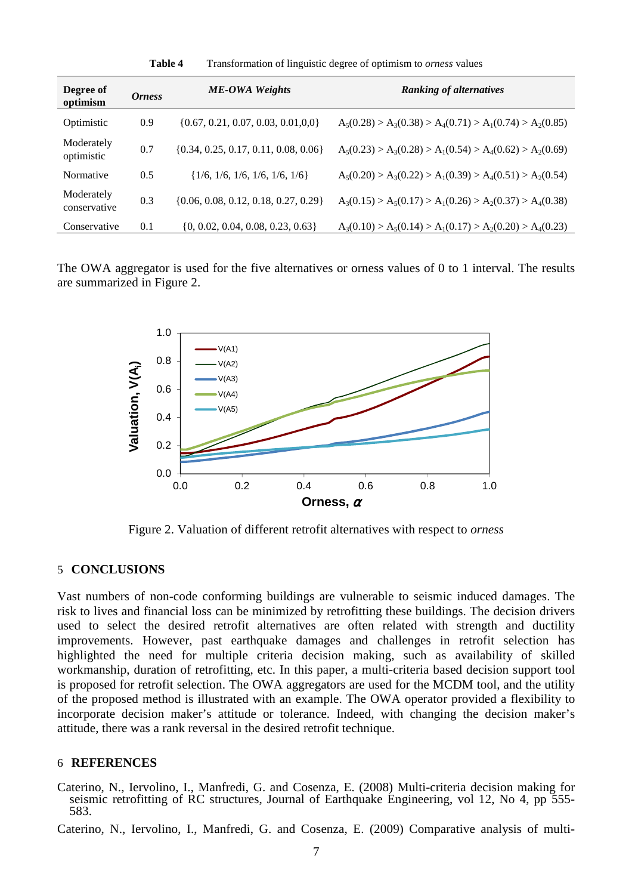**Table 4** Transformation of linguistic degree of optimism to *orness* values

| Degree of optimism | *Orness* | *ME-OWA Weights* | *Ranking of alternatives* |
|---|---|---|---|
| Optimistic | 0.9 | {0.67, 0.21, 0.07, 0.03, 0.01,0,0} | $A_5(0.28) > A_3(0.38) > A_4(0.71) > A_1(0.74) > A_2(0.85)$ |
| Moderately optimistic | 0.7 | {0.34, 0.25, 0.17, 0.11, 0.08, 0.06} | $A_5(0.23) > A_3(0.28) > A_1(0.54) > A_4(0.62) > A_2(0.69)$ |
| Normative | 0.5 | {1/6, 1/6, 1/6, 1/6, 1/6, 1/6} | $A_5(0.20) > A_3(0.22) > A_1(0.39) > A_4(0.51) > A_2(0.54)$ |
| Moderately conservative | 0.3 | {0.06, 0.08, 0.12, 0.18, 0.27, 0.29} | $A_3(0.15) > A_5(0.17) > A_1(0.26) > A_2(0.37) > A_4(0.38)$ |
| Conservative | 0.1 | {0, 0.02, 0.04, 0.08, 0.23, 0.63} | $A_3(0.10) > A_5(0.14) > A_1(0.17) > A_2(0.20) > A_4(0.23)$ |

The OWA aggregator is used for the five alternatives or orness values of 0 to 1 interval. The results are summarized in Figure 2.

Figure 2. Valuation of different retrofit alternatives with respect to *orness*

## 5 CONCLUSIONS

Vast numbers of non-code conforming buildings are vulnerable to seismic induced damages. The risk to lives and financial loss can be minimized by retrofitting these buildings. The decision drivers used to select the desired retrofit alternatives are often related with strength and ductility improvements. However, past earthquake damages and challenges in retrofit selection has highlighted the need for multiple criteria decision making, such as availability of skilled workmanship, duration of retrofitting, etc. In this paper, a multi-criteria based decision support tool is proposed for retrofit selection. The OWA aggregators are used for the MCDM tool, and the utility of the proposed method is illustrated with an example. The OWA operator provided a flexibility to incorporate decision maker's attitude or tolerance. Indeed, with changing the decision maker's attitude, there was a rank reversal in the desired retrofit technique.

## 6 REFERENCES

Caterino, N., Iervolino, I., Manfredi, G. and Cosenza, E. (2008) Multi-criteria decision making for seismic retrofitting of RC structures, Journal of Earthquake Engineering, vol 12, No 4, pp 555-583.

Caterino, N., Iervolino, I., Manfredi, G. and Cosenza, E. (2009) Comparative analysis of multi-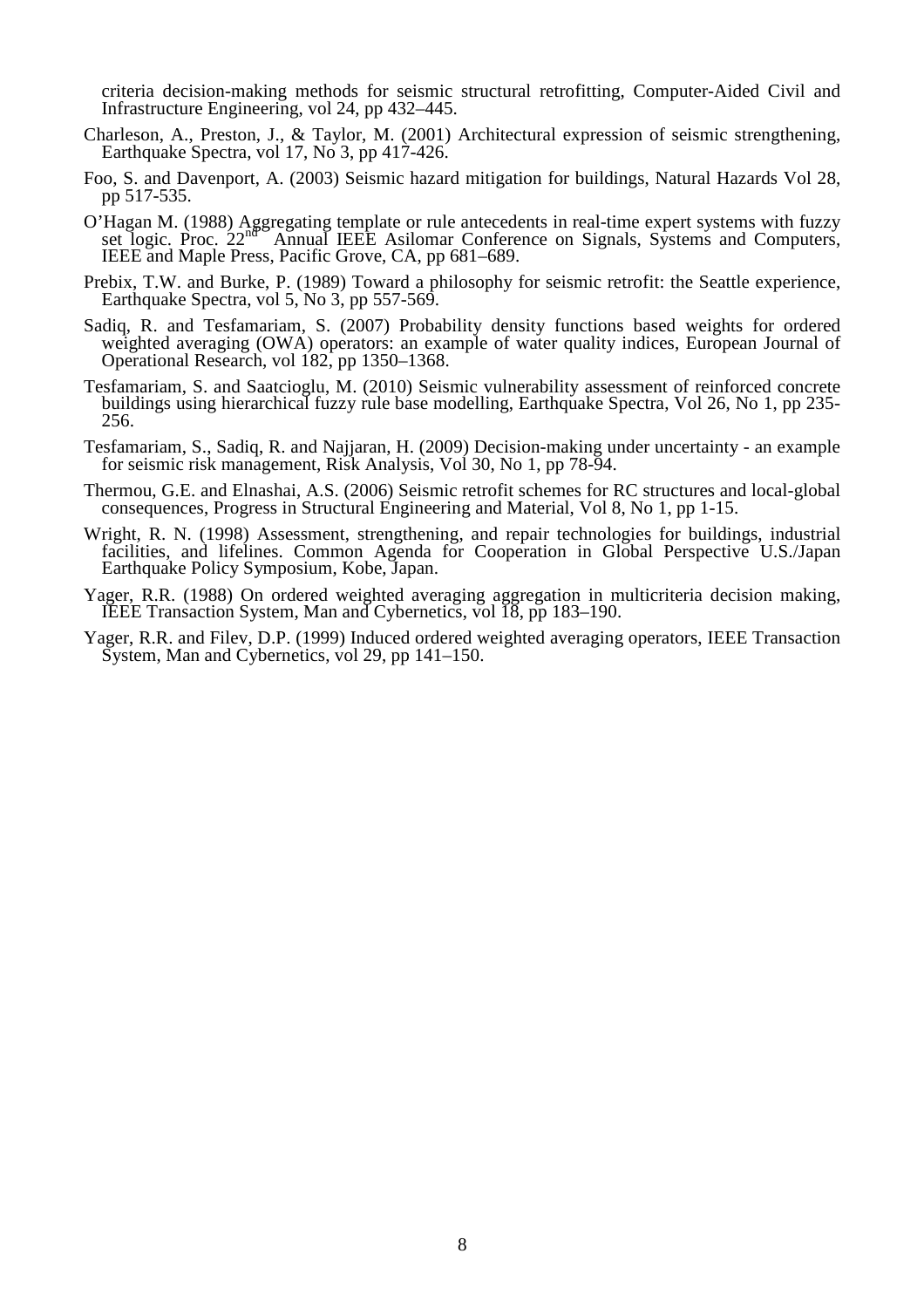criteria decision-making methods for seismic structural retrofitting, Computer-Aided Civil and Infrastructure Engineering, vol 24, pp 432–445.

Charleson, A., Preston, J., & Taylor, M. (2001) Architectural expression of seismic strengthening, Earthquake Spectra, vol 17, No 3, pp 417-426.

Foo, S. and Davenport, A. (2003) Seismic hazard mitigation for buildings, Natural Hazards Vol 28, pp 517-535.

O'Hagan M. (1988) Aggregating template or rule antecedents in real-time expert systems with fuzzy set logic. Proc. 22nd Annual IEEE Asilomar Conference on Signals, Systems and Computers, IEEE and Maple Press, Pacific Grove, CA, pp 681–689.

Prebix, T.W. and Burke, P. (1989) Toward a philosophy for seismic retrofit: the Seattle experience, Earthquake Spectra, vol 5, No 3, pp 557-569.

Sadiq, R. and Tesfamariam, S. (2007) Probability density functions based weights for ordered weighted averaging (OWA) operators: an example of water quality indices, European Journal of Operational Research, vol 182, pp 1350–1368.

Tesfamariam, S. and Saatcioglu, M. (2010) Seismic vulnerability assessment of reinforced concrete buildings using hierarchical fuzzy rule base modelling, Earthquake Spectra, Vol 26, No 1, pp 235-256.

Tesfamariam, S., Sadiq, R. and Najjaran, H. (2009) Decision-making under uncertainty - an example for seismic risk management, Risk Analysis, Vol 30, No 1, pp 78-94.

Thermou, G.E. and Elnashai, A.S. (2006) Seismic retrofit schemes for RC structures and local-global consequences, Progress in Structural Engineering and Material, Vol 8, No 1, pp 1-15.

Wright, R. N. (1998) Assessment, strengthening, and repair technologies for buildings, industrial facilities, and lifelines. Common Agenda for Cooperation in Global Perspective U.S./Japan Earthquake Policy Symposium, Kobe, Japan.

Yager, R.R. (1988) On ordered weighted averaging aggregation in multicriteria decision making, IEEE Transaction System, Man and Cybernetics, vol 18, pp 183–190.

Yager, R.R. and Filev, D.P. (1999) Induced ordered weighted averaging operators, IEEE Transaction System, Man and Cybernetics, vol 29, pp 141–150.